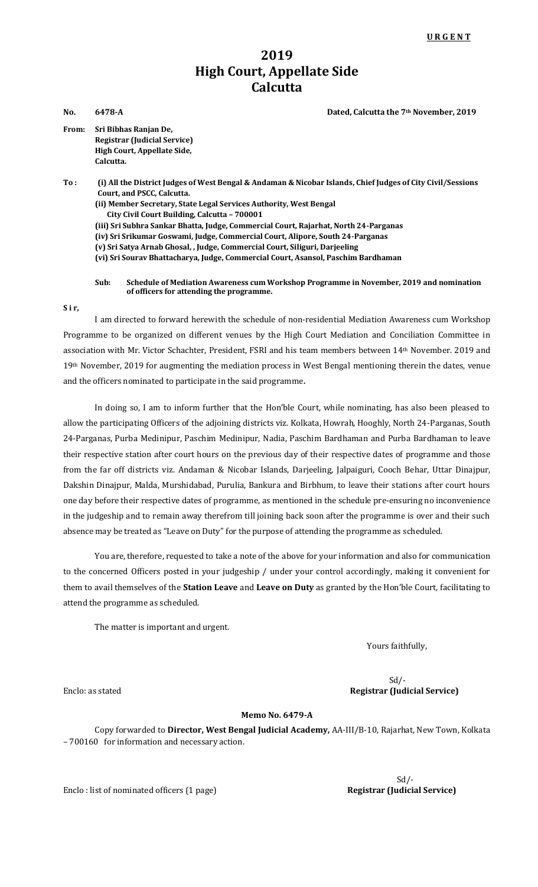**URGENT**

# 2019
# High Court, Appellate Side
# Calcutta

**No. 6478-A** **Dated, Calcutta the 7th November, 2019**

**From: Sri Bibhas Ranjan De,**
**Registrar (Judicial Service)**
**High Court, Appellate Side,**
**Calcutta.**

**To : (i) All the District Judges of West Bengal & Andaman & Nicobar Islands, Chief Judges of City Civil/Sessions Court, and PSCC, Calcutta.**
**(ii) Member Secretary, State Legal Services Authority, West Bengal**
**City Civil Court Building, Calcutta – 700001**
**(iii) Sri Subhra Sankar Bhatta, Judge, Commercial Court, Rajarhat, North 24-Parganas**
**(iv) Sri Srikumar Goswami, Judge, Commercial Court, Alipore, South 24-Parganas**
**(v) Sri Satya Arnab Ghosal, , Judge, Commercial Court, Siliguri, Darjeeling**
**(vi) Sri Sourav Bhattacharya, Judge, Commercial Court, Asansol, Paschim Bardhaman**

**Sub: Schedule of Mediation Awareness cum Workshop Programme in November, 2019 and nomination of officers for attending the programme.**

**Sir,**

I am directed to forward herewith the schedule of non-residential Mediation Awareness cum Workshop Programme to be organized on different venues by the High Court Mediation and Conciliation Committee in association with Mr. Victor Schachter, President, FSRI and his team members between 14th November. 2019 and 19th November, 2019 for augmenting the mediation process in West Bengal mentioning therein the dates, venue and the officers nominated to participate in the said programme.

In doing so, I am to inform further that the Hon'ble Court, while nominating, has also been pleased to allow the participating Officers of the adjoining districts viz. Kolkata, Howrah, Hooghly, North 24-Parganas, South 24-Parganas, Purba Medinipur, Paschim Medinipur, Nadia, Paschim Bardhaman and Purba Bardhaman to leave their respective station after court hours on the previous day of their respective dates of programme and those from the far off districts viz. Andaman & Nicobar Islands, Darjeeling, Jalpaiguri, Cooch Behar, Uttar Dinajpur, Dakshin Dinajpur, Malda, Murshidabad, Purulia, Bankura and Birbhum, to leave their stations after court hours one day before their respective dates of programme, as mentioned in the schedule pre-ensuring no inconvenience in the judgeship and to remain away therefrom till joining back soon after the programme is over and their such absence may be treated as "Leave on Duty" for the purpose of attending the programme as scheduled.

You are, therefore, requested to take a note of the above for your information and also for communication to the concerned Officers posted in your judgeship / under your control accordingly, making it convenient for them to avail themselves of the **Station Leave** and **Leave on Duty** as granted by the Hon'ble Court, facilitating to attend the programme as scheduled.

The matter is important and urgent.

Yours faithfully,

Sd/-
**Registrar (Judicial Service)**

Enclo: as stated

**Memo No. 6479-A**

Copy forwarded to **Director, West Bengal Judicial Academy,** AA-III/B-10, Rajarhat, New Town, Kolkata – 700160 for information and necessary action.

Sd/-
**Registrar (Judicial Service)**

Enclo : list of nominated officers (1 page)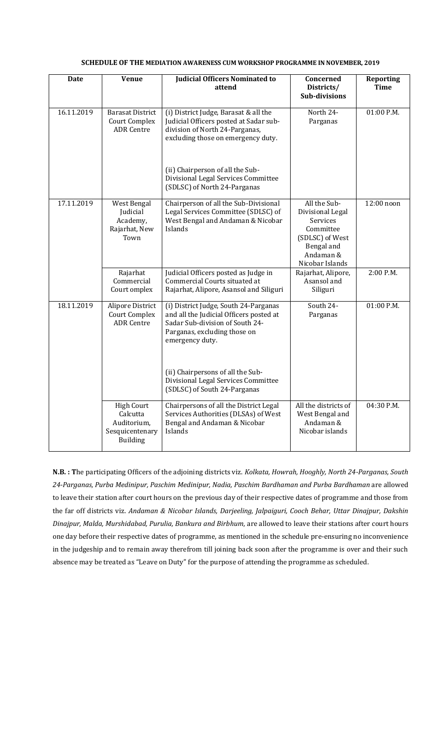**SCHEDULE OF THE MEDIATION AWARENESS CUM WORKSHOP PROGRAMME IN NOVEMBER, 2019**

| Date | Venue | Judicial Officers Nominated to attend | Concerned Districts/ Sub-divisions | Reporting Time |
|---|---|---|---|---|
| 16.11.2019 | Barasat District Court Complex ADR Centre | (i) District Judge, Barasat & all the Judicial Officers posted at Sadar sub-division of North 24-Parganas, excluding those on emergency duty.<br><br>(ii) Chairperson of all the Sub-Divisional Legal Services Committee (SDLSC) of North 24-Parganas | North 24-Parganas | 01:00 P.M. |
| 17.11.2019 | West Bengal Judicial Academy, Rajarhat, New Town | Chairperson of all the Sub-Divisional Legal Services Committee (SDLSC) of West Bengal and Andaman & Nicobar Islands | All the Sub-Divisional Legal Services Committee (SDLSC) of West Bengal and Andaman & Nicobar Islands | 12:00 noon |
| | Rajarhat Commercial Court omplex | Judicial Officers posted as Judge in Commercial Courts situated at Rajarhat, Alipore, Asansol and Siliguri | Rajarhat, Alipore, Asansol and Siliguri | 2:00 P.M. |
| 18.11.2019 | Alipore District Court Complex ADR Centre | (i) District Judge, South 24-Parganas and all the Judicial Officers posted at Sadar Sub-division of South 24-Parganas, excluding those on emergency duty.<br><br>(ii) Chairpersons of all the Sub-Divisional Legal Services Committee (SDLSC) of South 24-Parganas | South 24-Parganas | 01:00 P.M. |
| | High Court Calcutta Auditorium, Sesquicentenary Building | Chairpersons of all the District Legal Services Authorities (DLSAs) of West Bengal and Andaman & Nicobar Islands | All the districts of West Bengal and Andaman & Nicobar islands | 04:30 P.M. |

**N.B. : T**he participating Officers of the adjoining districts viz. *Kolkata, Howrah, Hooghly, North 24-Parganas, South 24-Parganas, Purba Medinipur, Paschim Medinipur, Nadia, Paschim Bardhaman and Purba Bardhaman* are allowed to leave their station after court hours on the previous day of their respective dates of programme and those from the far off districts viz. *Andaman & Nicobar Islands, Darjeeling, Jalpaiguri, Cooch Behar, Uttar Dinajpur, Dakshin Dinajpur, Malda, Murshidabad, Purulia, Bankura and Birbhum*, are allowed to leave their stations after court hours one day before their respective dates of programme, as mentioned in the schedule pre-ensuring no inconvenience in the judgeship and to remain away therefrom till joining back soon after the programme is over and their such absence may be treated as "Leave on Duty" for the purpose of attending the programme as scheduled.